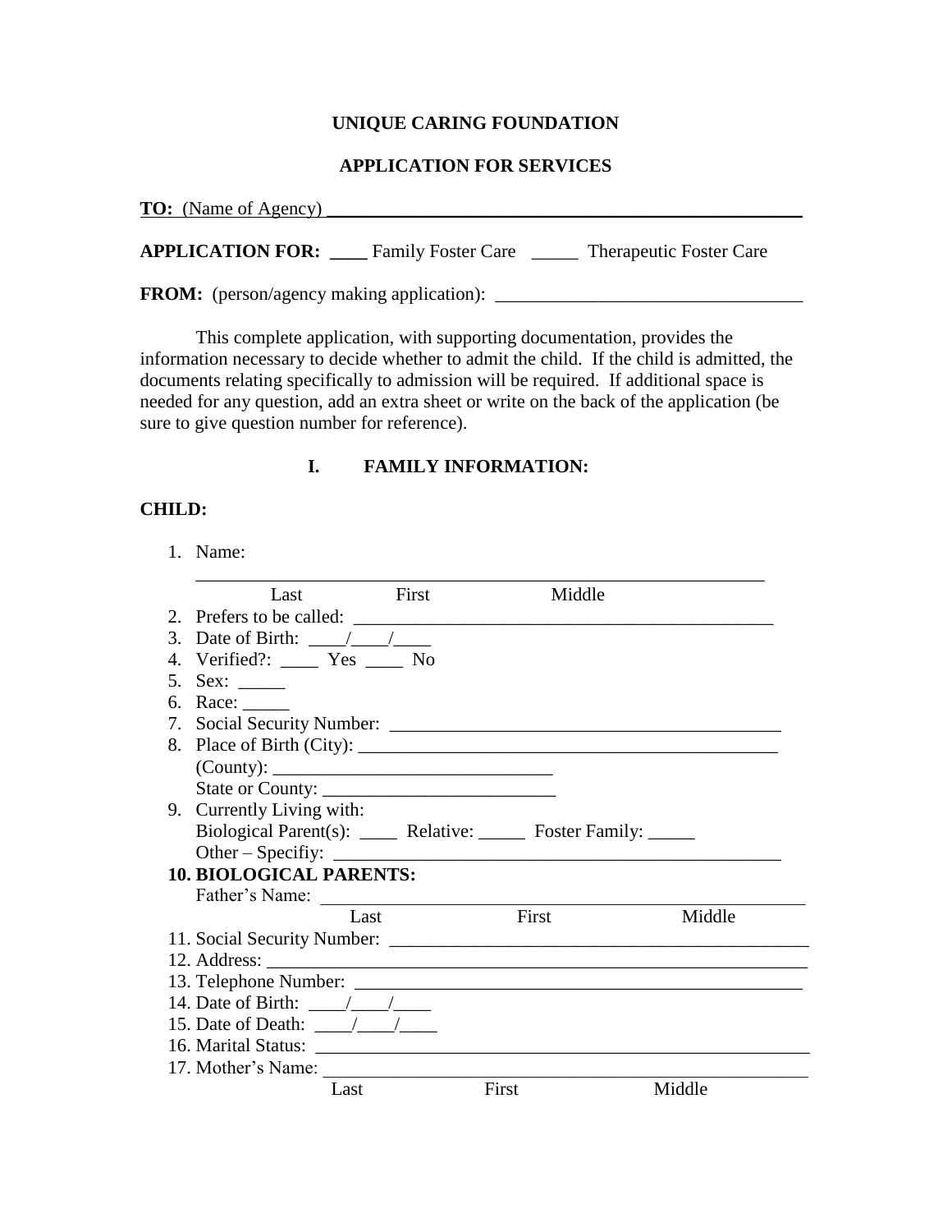**UNIQUE CARING FOUNDATION**

**APPLICATION FOR SERVICES**

**TO:** (Name of Agency) ____________________________________________________

**APPLICATION FOR:** ____ Family Foster Care _____ Therapeutic Foster Care

**FROM:** (person/agency making application): _________________________________

This complete application, with supporting documentation, provides the information necessary to decide whether to admit the child. If the child is admitted, the documents relating specifically to admission will be required. If additional space is needed for any question, add an extra sheet or write on the back of the application (be sure to give question number for reference).

## I. FAMILY INFORMATION:

**CHILD:**

1. Name: ___________________________________________________________
   Last First Middle
2. Prefers to be called: _____________________________________________
3. Date of Birth: ____/____/____
4. Verified?: ____ Yes ____ No
5. Sex: _____
6. Race: _____
7. Social Security Number: __________________________________________
8. Place of Birth (City): ____________________________________________
   (County): ______________________________
   State or County: _________________________
9. Currently Living with:
   Biological Parent(s): ____ Relative: _____ Foster Family: _____
   Other – Specifiy: ________________________________________________
10. **BIOLOGICAL PARENTS:**
    Father's Name: __________________________________________________
    Last First Middle
11. Social Security Number: _____________________________________________
12. Address: _______________________________________________________
13. Telephone Number: _______________________________________________
14. Date of Birth: ____/____/____
15. Date of Death: ____/____/____
16. Marital Status: _________________________________________________
17. Mother's Name: _________________________________________________
    Last First Middle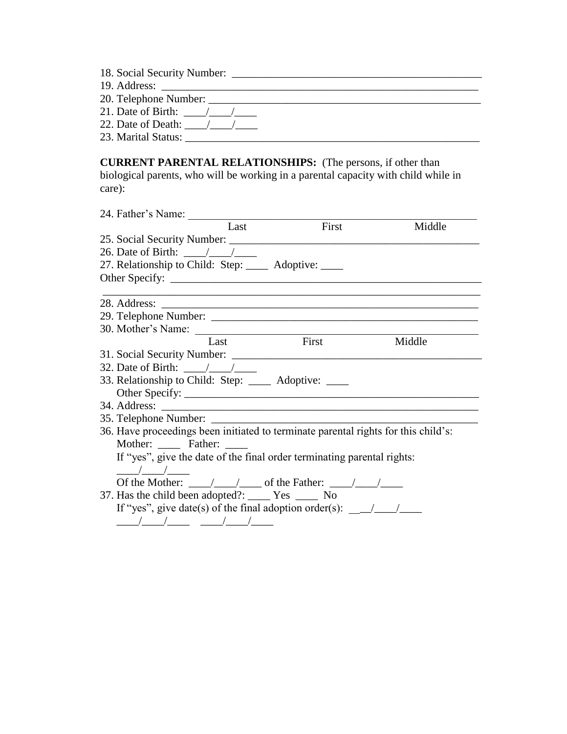18. Social Security Number: ______________________________________________
19. Address: ___________________________________________________________
20. Telephone Number: __________________________________________________
21. Date of Birth: ____/____/____
22. Date of Death: ____/____/____
23. Marital Status: _____________________________________________________

**CURRENT PARENTAL RELATIONSHIPS:** (The persons, if other than biological parents, who will be working in a parental capacity with child while in care):

24. Father's Name: ______________________________________________________
Last First Middle
25. Social Security Number: ______________________________________________
26. Date of Birth: ____/____/____
27. Relationship to Child: Step: ____ Adoptive: ____
Other Specify: __________________________________________________________
_______________________________________________________________________
28. Address: ___________________________________________________________
29. Telephone Number: __________________________________________________
30. Mother's Name: _____________________________________________________
Last First Middle
31. Social Security Number: ______________________________________________
32. Date of Birth: ____/____/____
33. Relationship to Child: Step: ____ Adoptive: ____
Other Specify: ______________________________________________________
34. Address: ___________________________________________________________
35. Telephone Number: __________________________________________________
36. Have proceedings been initiated to terminate parental rights for this child's:
Mother: ____ Father: ____
If "yes", give the date of the final order terminating parental rights:
____/____/____
Of the Mother: ____/____/____ of the Father: ____/____/____
37. Has the child been adopted?: ____ Yes ____ No
If "yes", give date(s) of the final adoption order(s): ____/____/____
____/____/____ ____/____/____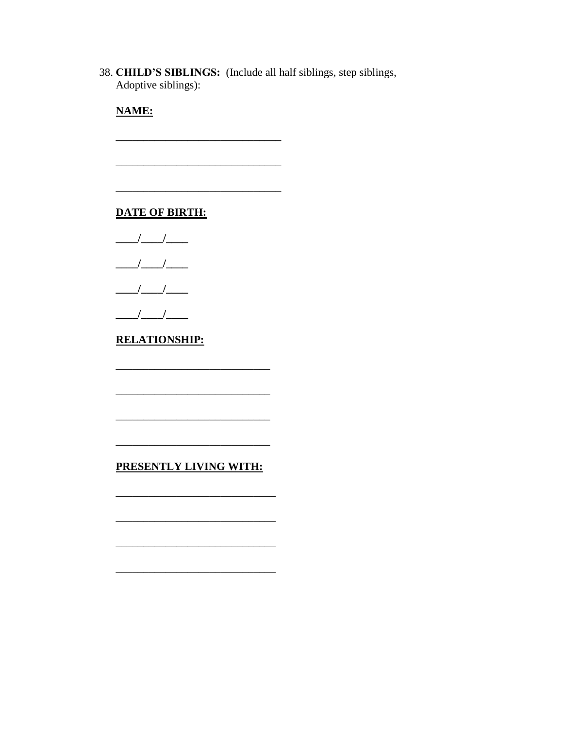38. **CHILD'S SIBLINGS:** (Include all half siblings, step siblings, Adoptive siblings):

**NAME:**

______________________________

______________________________

______________________________

**DATE OF BIRTH:**

____/____/____

____/____/____

____/____/____

____/____/____

**RELATIONSHIP:**

____________________________

____________________________

____________________________

____________________________

**PRESENTLY LIVING WITH:**

_____________________________

_____________________________

_____________________________

_____________________________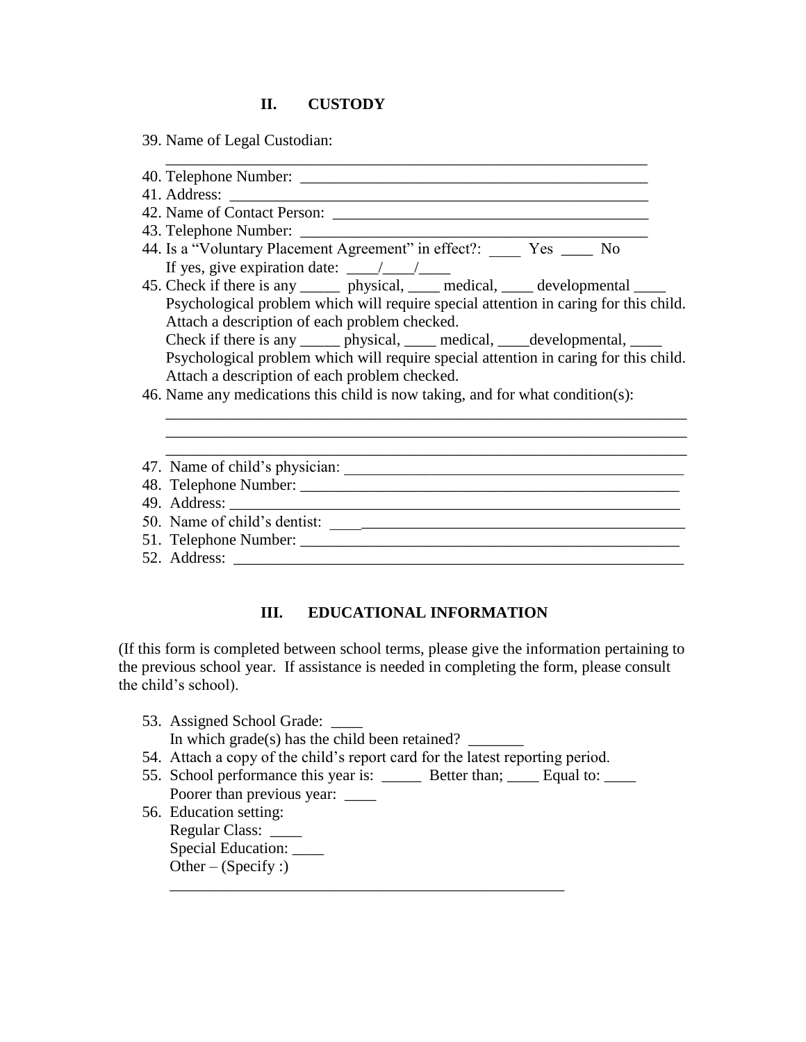## II. CUSTODY

39. Name of Legal Custodian: ________________________________________________________________
40. Telephone Number: ____________________________________________
41. Address: ____________________________________________________
42. Name of Contact Person: ______________________________________
43. Telephone Number: ____________________________________________
44. Is a "Voluntary Placement Agreement" in effect?: ____ Yes ____ No
    If yes, give expiration date: ____/____/____
45. Check if there is any _____ physical, ____ medical, ____ developmental ____ Psychological problem which will require special attention in caring for this child. Attach a description of each problem checked.
    Check if there is any _____ physical, ____ medical, ____developmental, ____ Psychological problem which will require special attention in caring for this child. Attach a description of each problem checked.
46. Name any medications this child is now taking, and for what condition(s):
    ____________________________________________________________________
    ____________________________________________________________________
    ____________________________________________________________________
47. Name of child's physician: ____________________________________________
48. Telephone Number: ________________________________________________
49. Address: ________________________________________________________
50. Name of child's dentist: ____________________________________________
51. Telephone Number: ________________________________________________
52. Address: ________________________________________________________

## III. EDUCATIONAL INFORMATION

(If this form is completed between school terms, please give the information pertaining to the previous school year. If assistance is needed in completing the form, please consult the child's school).

53. Assigned School Grade: ____
    In which grade(s) has the child been retained? _______
54. Attach a copy of the child's report card for the latest reporting period.
55. School performance this year is: _____ Better than; ____ Equal to: ____ Poorer than previous year: ____
56. Education setting:
    Regular Class: ____
    Special Education: ____
    Other – (Specify :)
    ____________________________________________________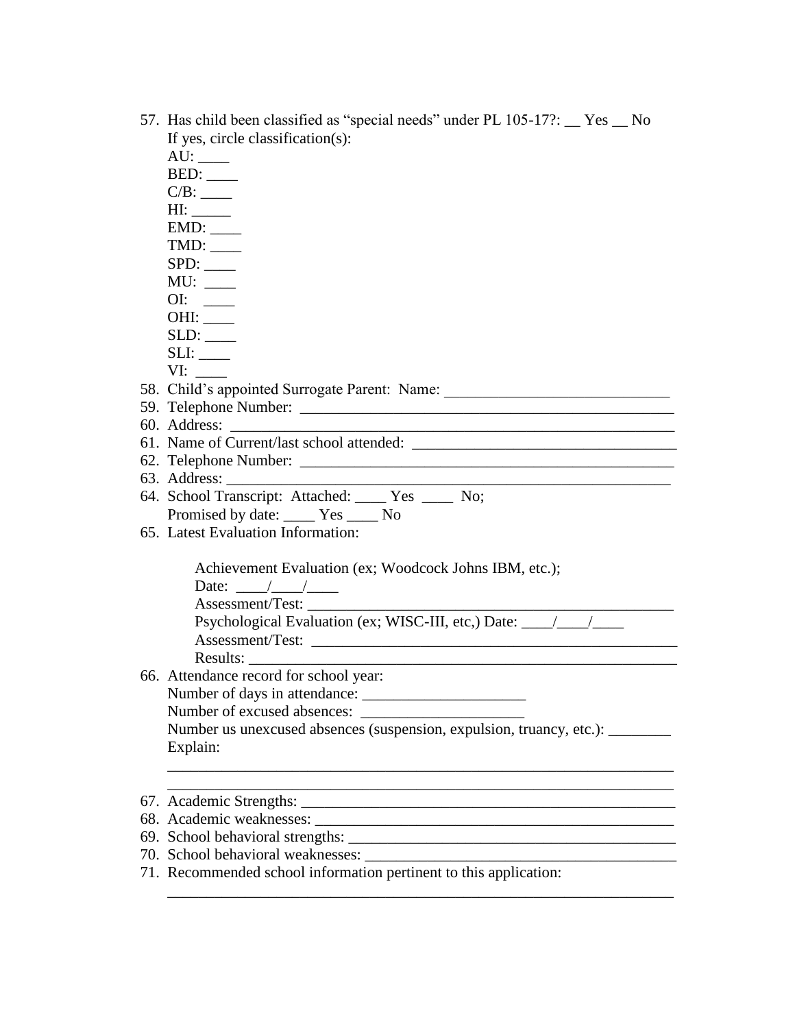57. Has child been classified as “special needs” under PL 105-17?: __ Yes __ No
    If yes, circle classification(s):
    AU: ____
    BED: ____
    C/B: ____
    HI: _____
    EMD: ____
    TMD: ____
    SPD: ____
    MU: ____
    OI: ____
    OHI: ____
    SLD: ____
    SLI: ____
    VI: ____
58. Child’s appointed Surrogate Parent: Name: _____________________________
59. Telephone Number: __________________________________________________
60. Address: _________________________________________________________
61. Name of Current/last school attended: _________________________________
62. Telephone Number: __________________________________________________
63. Address: _________________________________________________________
64. School Transcript: Attached: ____ Yes ____ No;
    Promised by date: ____ Yes ____ No
65. Latest Evaluation Information:

    Achievement Evaluation (ex; Woodcock Johns IBM, etc.);
    Date: ____/____/____
    Assessment/Test: ________________________________________________
    Psychological Evaluation (ex; WISC-III, etc,) Date: ____/____/____
    Assessment/Test: ________________________________________________
    Results: ________________________________________________________
66. Attendance record for school year:
    Number of days in attendance: _____________________
    Number of excused absences: _____________________
    Number us unexcused absences (suspension, expulsion, truancy, etc.): ________
    Explain:
    ___________________________________________________________________
    ___________________________________________________________________
67. Academic Strengths: ______________________________________________
68. Academic weaknesses: ____________________________________________
69. School behavioral strengths: ________________________________________
70. School behavioral weaknesses: ______________________________________
71. Recommended school information pertinent to this application:
    ___________________________________________________________________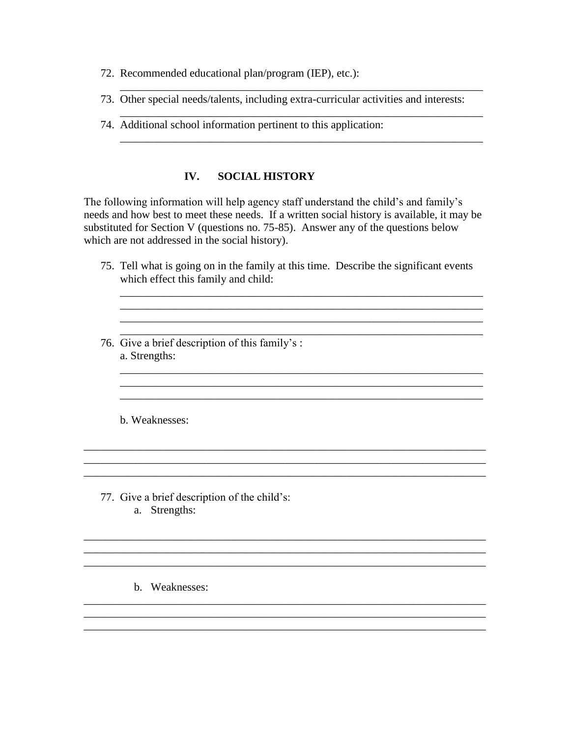72. Recommended educational plan/program (IEP), etc.):
    ___________________________________________________________________
73. Other special needs/talents, including extra-curricular activities and interests:
    ___________________________________________________________________
74. Additional school information pertinent to this application:
    ___________________________________________________________________

## IV. SOCIAL HISTORY

The following information will help agency staff understand the child's and family's needs and how best to meet these needs. If a written social history is available, it may be substituted for Section V (questions no. 75-85). Answer any of the questions below which are not addressed in the social history).

75. Tell what is going on in the family at this time. Describe the significant events which effect this family and child:
    ___________________________________________________________________
    ___________________________________________________________________
    ___________________________________________________________________
    ___________________________________________________________________
76. Give a brief description of this family's :
    a. Strengths:
    ___________________________________________________________________
    ___________________________________________________________________
    ___________________________________________________________________

    b. Weaknesses:

___________________________________________________________________________
___________________________________________________________________________
___________________________________________________________________________

77. Give a brief description of the child's:
    a. Strengths:

___________________________________________________________________________
___________________________________________________________________________
___________________________________________________________________________

    b. Weaknesses:

___________________________________________________________________________
___________________________________________________________________________
___________________________________________________________________________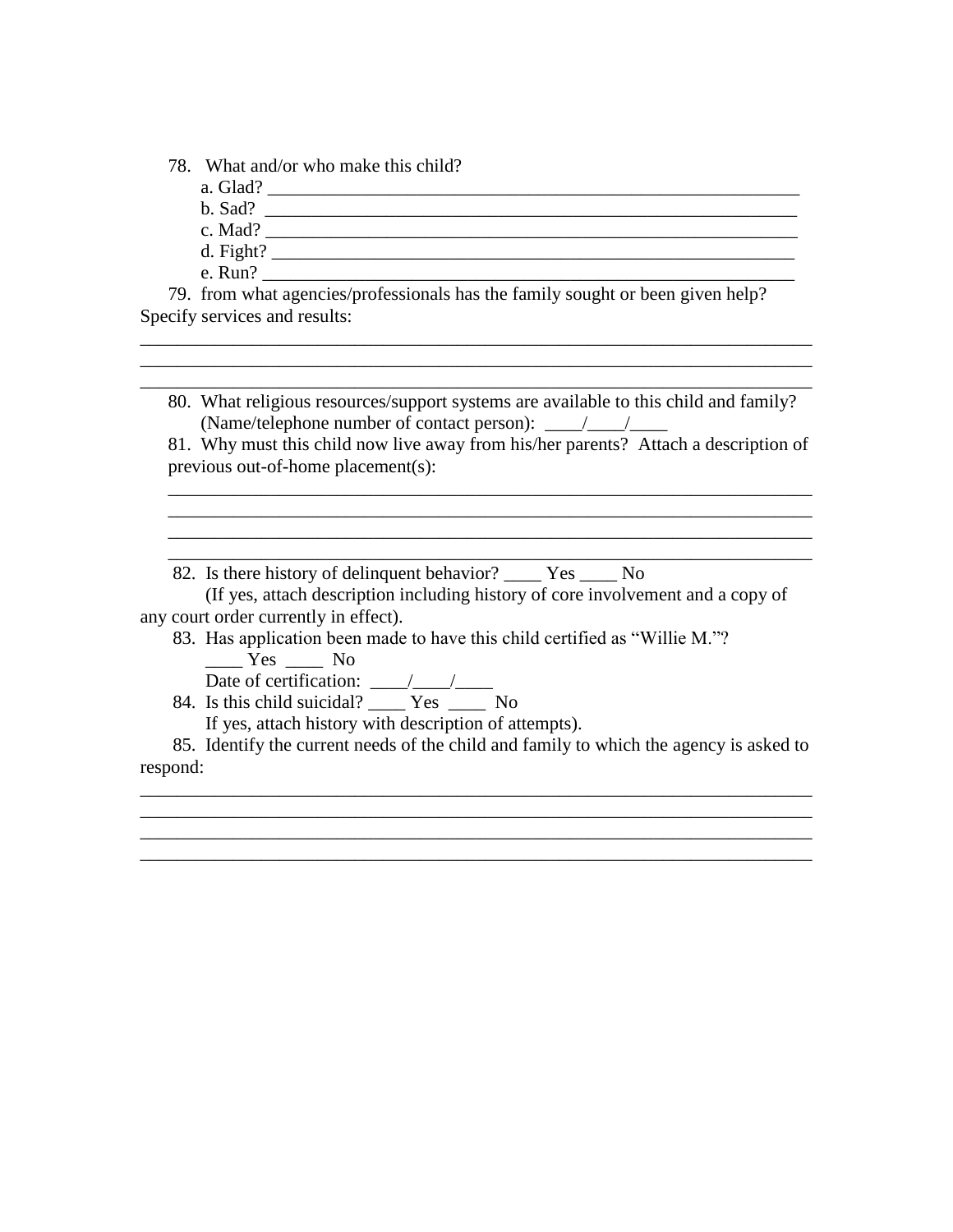78. What and/or who make this child?

a. Glad? ____________________________________________________________

b. Sad? ____________________________________________________________

c. Mad? ____________________________________________________________

d. Fight? ___________________________________________________________

e. Run? ____________________________________________________________

79. from what agencies/professionals has the family sought or been given help? Specify services and results:

___________________________________________________________________________

___________________________________________________________________________

___________________________________________________________________________

80. What religious resources/support systems are available to this child and family? (Name/telephone number of contact person): ____/____/____

81. Why must this child now live away from his/her parents? Attach a description of previous out-of-home placement(s):

___________________________________________________________________________

___________________________________________________________________________

___________________________________________________________________________

___________________________________________________________________________

82. Is there history of delinquent behavior? ____ Yes ____ No

(If yes, attach description including history of core involvement and a copy of any court order currently in effect).

83. Has application been made to have this child certified as "Willie M."?

____ Yes ____ No

Date of certification: ____/____/____

84. Is this child suicidal? ____ Yes ____ No

If yes, attach history with description of attempts).

85. Identify the current needs of the child and family to which the agency is asked to respond:

___________________________________________________________________________

___________________________________________________________________________

___________________________________________________________________________

___________________________________________________________________________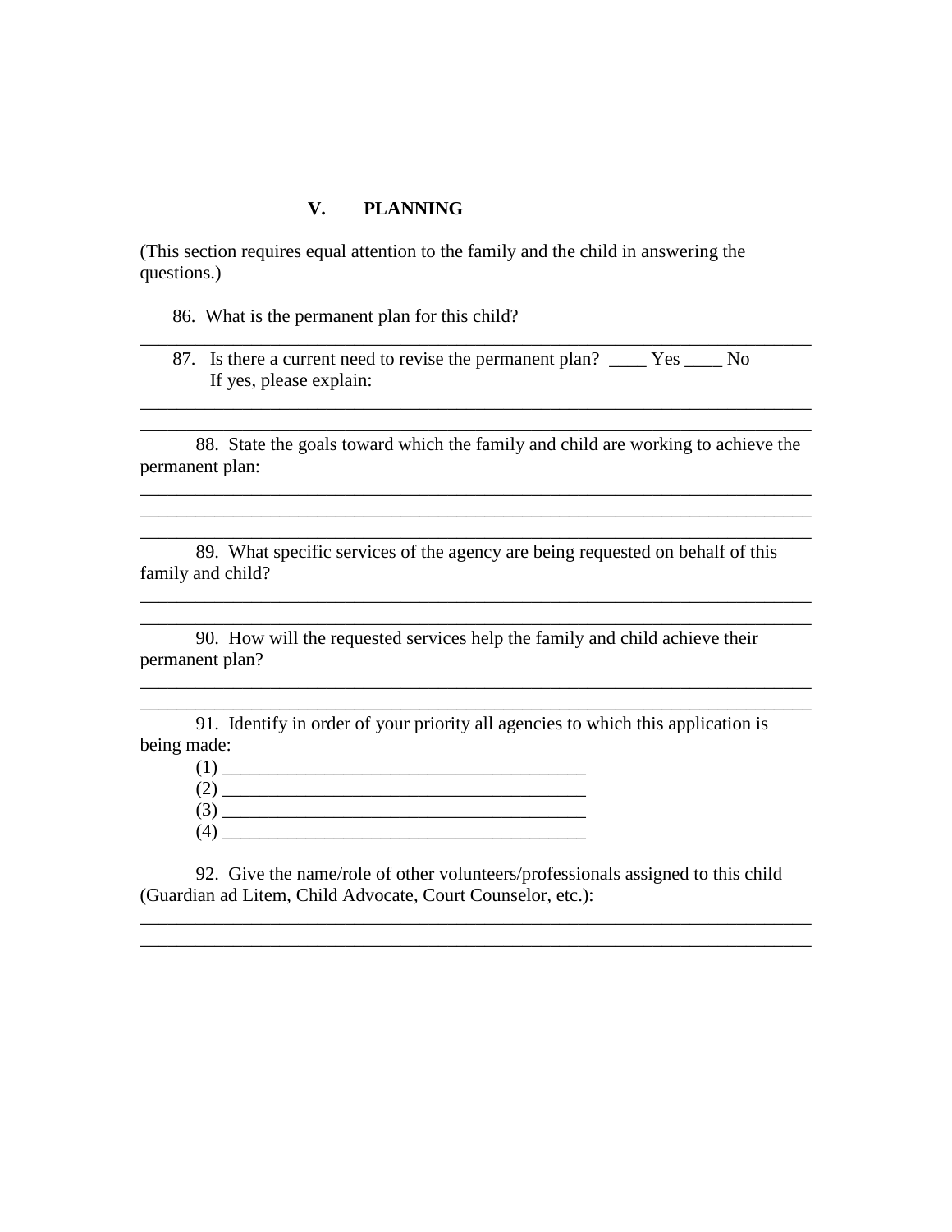## V. PLANNING

(This section requires equal attention to the family and the child in answering the questions.)

86. What is the permanent plan for this child?

___________________________________________________________________________

87. Is there a current need to revise the permanent plan? ____ Yes ____ No
If yes, please explain:

___________________________________________________________________________
___________________________________________________________________________

88. State the goals toward which the family and child are working to achieve the permanent plan:

___________________________________________________________________________
___________________________________________________________________________
___________________________________________________________________________

89. What specific services of the agency are being requested on behalf of this family and child?

___________________________________________________________________________
___________________________________________________________________________

90. How will the requested services help the family and child achieve their permanent plan?

___________________________________________________________________________
___________________________________________________________________________

91. Identify in order of your priority all agencies to which this application is being made:

(1) ________________________________________
(2) ________________________________________
(3) ________________________________________
(4) ________________________________________

92. Give the name/role of other volunteers/professionals assigned to this child (Guardian ad Litem, Child Advocate, Court Counselor, etc.):

___________________________________________________________________________
___________________________________________________________________________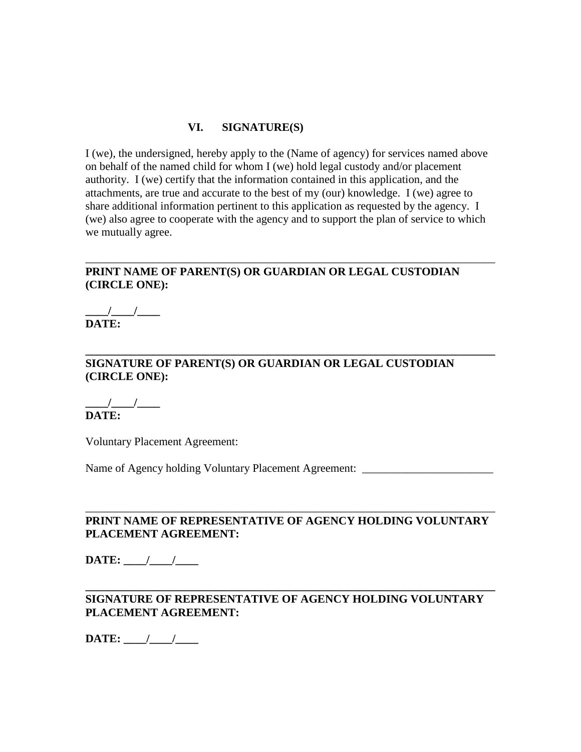## VI. SIGNATURE(S)

I (we), the undersigned, hereby apply to the (Name of agency) for services named above on behalf of the named child for whom I (we) hold legal custody and/or placement authority. I (we) certify that the information contained in this application, and the attachments, are true and accurate to the best of my (our) knowledge. I (we) agree to share additional information pertinent to this application as requested by the agency. I (we) also agree to cooperate with the agency and to support the plan of service to which we mutually agree.

_______________________________________________________________________

**PRINT NAME OF PARENT(S) OR GUARDIAN OR LEGAL CUSTODIAN (CIRCLE ONE):**

**____/____/____**
**DATE:**

_______________________________________________________________________

**SIGNATURE OF PARENT(S) OR GUARDIAN OR LEGAL CUSTODIAN (CIRCLE ONE):**

**____/____/____**
**DATE:**

Voluntary Placement Agreement:

Name of Agency holding Voluntary Placement Agreement: _______________________

_______________________________________________________________________

**PRINT NAME OF REPRESENTATIVE OF AGENCY HOLDING VOLUNTARY PLACEMENT AGREEMENT:**

**DATE: ____/____/____**

_______________________________________________________________________

**SIGNATURE OF REPRESENTATIVE OF AGENCY HOLDING VOLUNTARY PLACEMENT AGREEMENT:**

**DATE: ____/____/____**